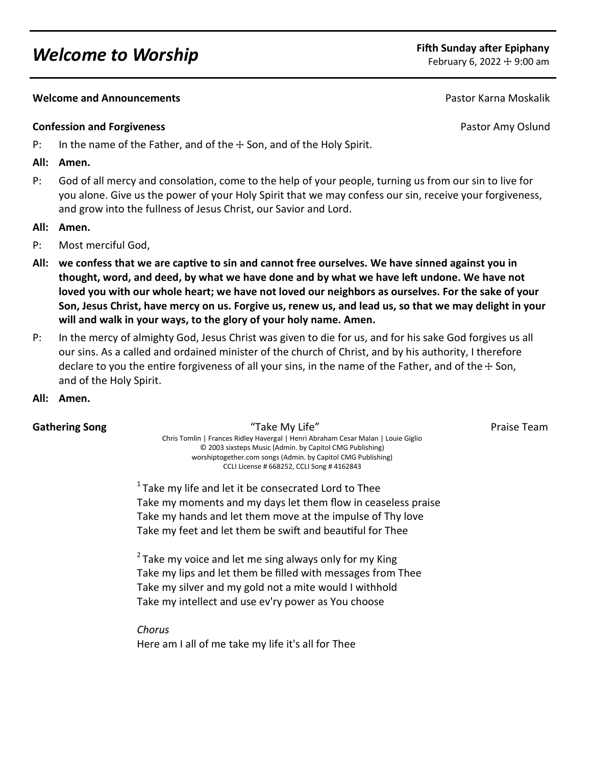# *Welcome to Worship*

**Fifth Sunday after Epiphany**
February 6, 2022 ☩ 9:00 am

**Welcome and Announcements** Pastor Karna Moskalik

**Confession and Forgiveness** Pastor Amy Oslund

P: In the name of the Father, and of the ☩ Son, and of the Holy Spirit.

**All: Amen.**

P: God of all mercy and consolation, come to the help of your people, turning us from our sin to live for you alone. Give us the power of your Holy Spirit that we may confess our sin, receive your forgiveness, and grow into the fullness of Jesus Christ, our Savior and Lord.

**All: Amen.**

P: Most merciful God,

**All: we confess that we are captive to sin and cannot free ourselves. We have sinned against you in thought, word, and deed, by what we have done and by what we have left undone. We have not loved you with our whole heart; we have not loved our neighbors as ourselves. For the sake of your Son, Jesus Christ, have mercy on us. Forgive us, renew us, and lead us, so that we may delight in your will and walk in your ways, to the glory of your holy name. Amen.**

P: In the mercy of almighty God, Jesus Christ was given to die for us, and for his sake God forgives us all our sins. As a called and ordained minister of the church of Christ, and by his authority, I therefore declare to you the entire forgiveness of all your sins, in the name of the Father, and of the ☩ Son, and of the Holy Spirit.

**All: Amen.**

**Gathering Song** "Take My Life" Praise Team

Chris Tomlin | Frances Ridley Havergal | Henri Abraham Cesar Malan | Louie Giglio
© 2003 sixsteps Music (Admin. by Capitol CMG Publishing)
worshiptogether.com songs (Admin. by Capitol CMG Publishing)
CCLI License # 668252, CCLI Song # 4162843

[1] Take my life and let it be consecrated Lord to Thee
Take my moments and my days let them flow in ceaseless praise
Take my hands and let them move at the impulse of Thy love
Take my feet and let them be swift and beautiful for Thee

[2] Take my voice and let me sing always only for my King
Take my lips and let them be filled with messages from Thee
Take my silver and my gold not a mite would I withhold
Take my intellect and use ev'ry power as You choose

*Chorus*
Here am I all of me take my life it's all for Thee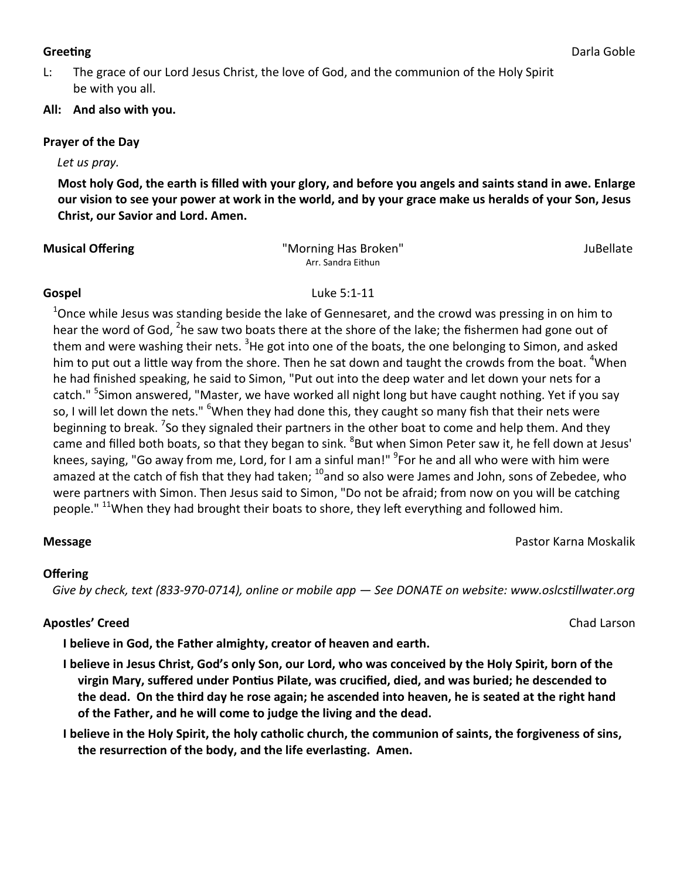**Greeting** Darla Goble

L: The grace of our Lord Jesus Christ, the love of God, and the communion of the Holy Spirit be with you all.

**All: And also with you.**

**Prayer of the Day**

*Let us pray.*

**Most holy God, the earth is filled with your glory, and before you angels and saints stand in awe. Enlarge our vision to see your power at work in the world, and by your grace make us heralds of your Son, Jesus Christ, our Savior and Lord. Amen.**

**Musical Offering** "Morning Has Broken" JuBellate
Arr. Sandra Eithun

**Gospel** Luke 5:1-11

[1]Once while Jesus was standing beside the lake of Gennesaret, and the crowd was pressing in on him to hear the word of God, [2]he saw two boats there at the shore of the lake; the fishermen had gone out of them and were washing their nets. [3]He got into one of the boats, the one belonging to Simon, and asked him to put out a little way from the shore. Then he sat down and taught the crowds from the boat. [4]When he had finished speaking, he said to Simon, "Put out into the deep water and let down your nets for a catch." [5]Simon answered, "Master, we have worked all night long but have caught nothing. Yet if you say so, I will let down the nets." [6]When they had done this, they caught so many fish that their nets were beginning to break. [7]So they signaled their partners in the other boat to come and help them. And they came and filled both boats, so that they began to sink. [8]But when Simon Peter saw it, he fell down at Jesus' knees, saying, "Go away from me, Lord, for I am a sinful man!" [9]For he and all who were with him were amazed at the catch of fish that they had taken; [10]and so also were James and John, sons of Zebedee, who were partners with Simon. Then Jesus said to Simon, "Do not be afraid; from now on you will be catching people." [11]When they had brought their boats to shore, they left everything and followed him.

**Message** Pastor Karna Moskalik

**Offering**

*Give by check, text (833-970-0714), online or mobile app — See DONATE on website: www.oslcstillwater.org*

**Apostles' Creed** Chad Larson

**I believe in God, the Father almighty, creator of heaven and earth.**

**I believe in Jesus Christ, God's only Son, our Lord, who was conceived by the Holy Spirit, born of the virgin Mary, suffered under Pontius Pilate, was crucified, died, and was buried; he descended to the dead. On the third day he rose again; he ascended into heaven, he is seated at the right hand of the Father, and he will come to judge the living and the dead.**

**I believe in the Holy Spirit, the holy catholic church, the communion of saints, the forgiveness of sins, the resurrection of the body, and the life everlasting. Amen.**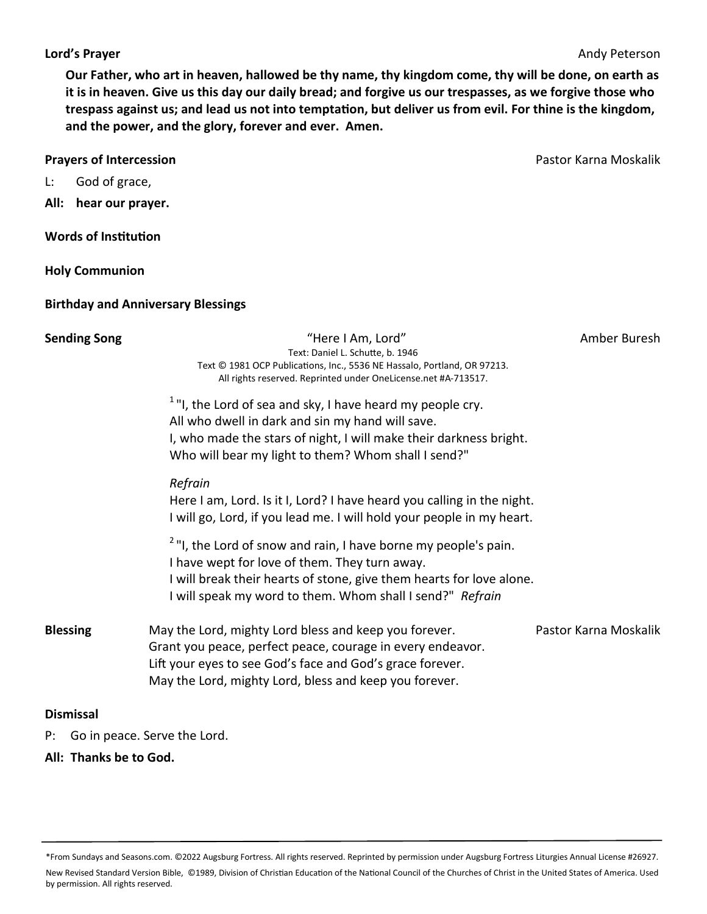**Lord's Prayer** Andy Peterson

**Our Father, who art in heaven, hallowed be thy name, thy kingdom come, thy will be done, on earth as it is in heaven. Give us this day our daily bread; and forgive us our trespasses, as we forgive those who trespass against us; and lead us not into temptation, but deliver us from evil. For thine is the kingdom, and the power, and the glory, forever and ever. Amen.**

**Prayers of Intercession** Pastor Karna Moskalik

L: God of grace,

**All: hear our prayer.**

**Words of Institution**

**Holy Communion**

**Birthday and Anniversary Blessings**

**Sending Song** "Here I Am, Lord" Amber Buresh

Text: Daniel L. Schutte, b. 1946
Text © 1981 OCP Publications, Inc., 5536 NE Hassalo, Portland, OR 97213.
All rights reserved. Reprinted under OneLicense.net #A-713517.

1 "I, the Lord of sea and sky, I have heard my people cry.
All who dwell in dark and sin my hand will save.
I, who made the stars of night, I will make their darkness bright.
Who will bear my light to them? Whom shall I send?"

*Refrain*
Here I am, Lord. Is it I, Lord? I have heard you calling in the night.
I will go, Lord, if you lead me. I will hold your people in my heart.

2 "I, the Lord of snow and rain, I have borne my people's pain.
I have wept for love of them. They turn away.
I will break their hearts of stone, give them hearts for love alone.
I will speak my word to them. Whom shall I send?" *Refrain*

**Blessing** Pastor Karna Moskalik

May the Lord, mighty Lord bless and keep you forever.
Grant you peace, perfect peace, courage in every endeavor.
Lift your eyes to see God's face and God's grace forever.
May the Lord, mighty Lord, bless and keep you forever.

**Dismissal**

P: Go in peace. Serve the Lord.

**All: Thanks be to God.**

---

*From Sundays and Seasons.com. ©2022 Augsburg Fortress. All rights reserved. Reprinted by permission under Augsburg Fortress Liturgies Annual License #26927.

New Revised Standard Version Bible, ©1989, Division of Christian Education of the National Council of the Churches of Christ in the United States of America. Used by permission. All rights reserved.